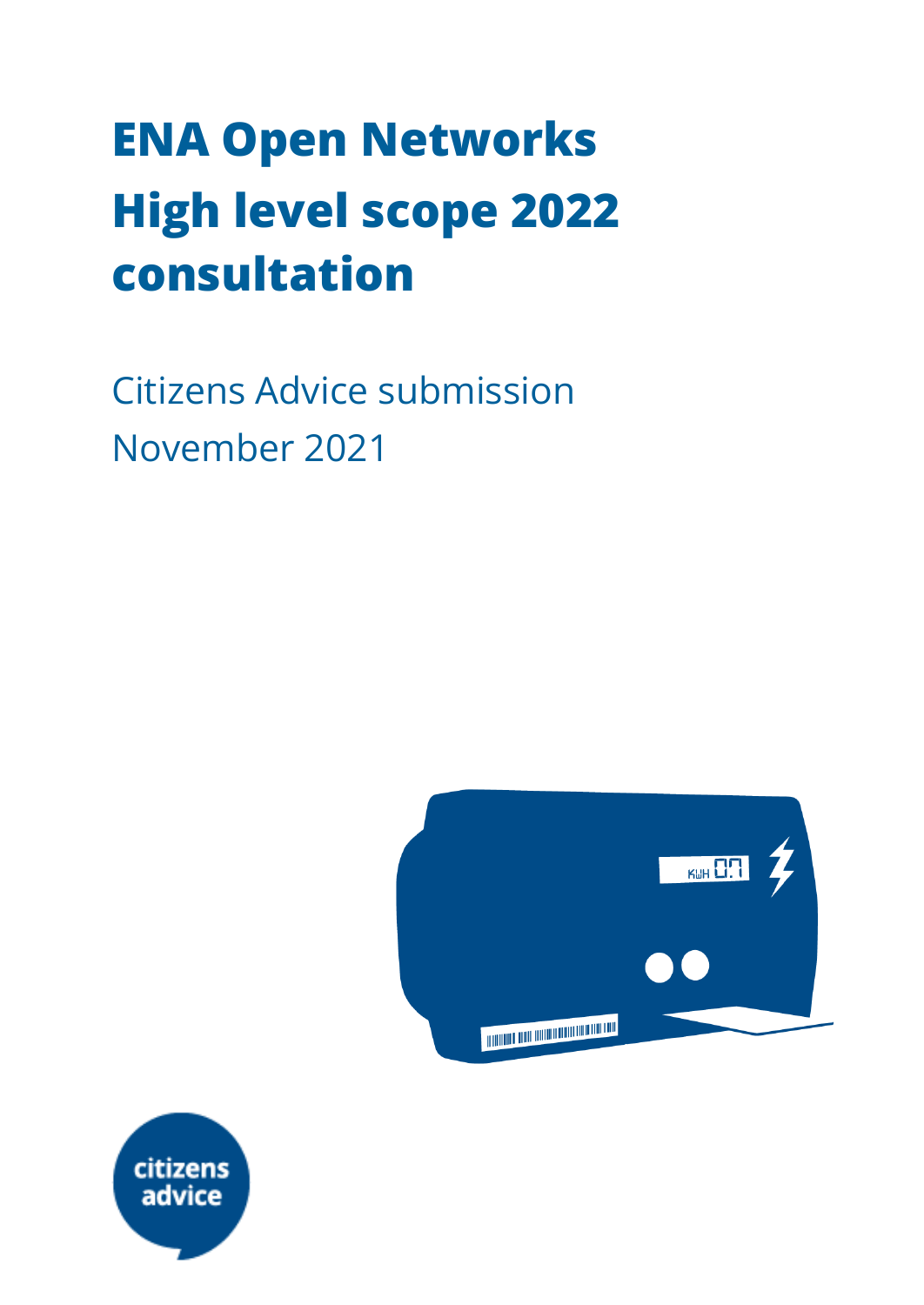# ENA Open Networks High level scope 2022 consultation

Citizens Advice submission

November 2021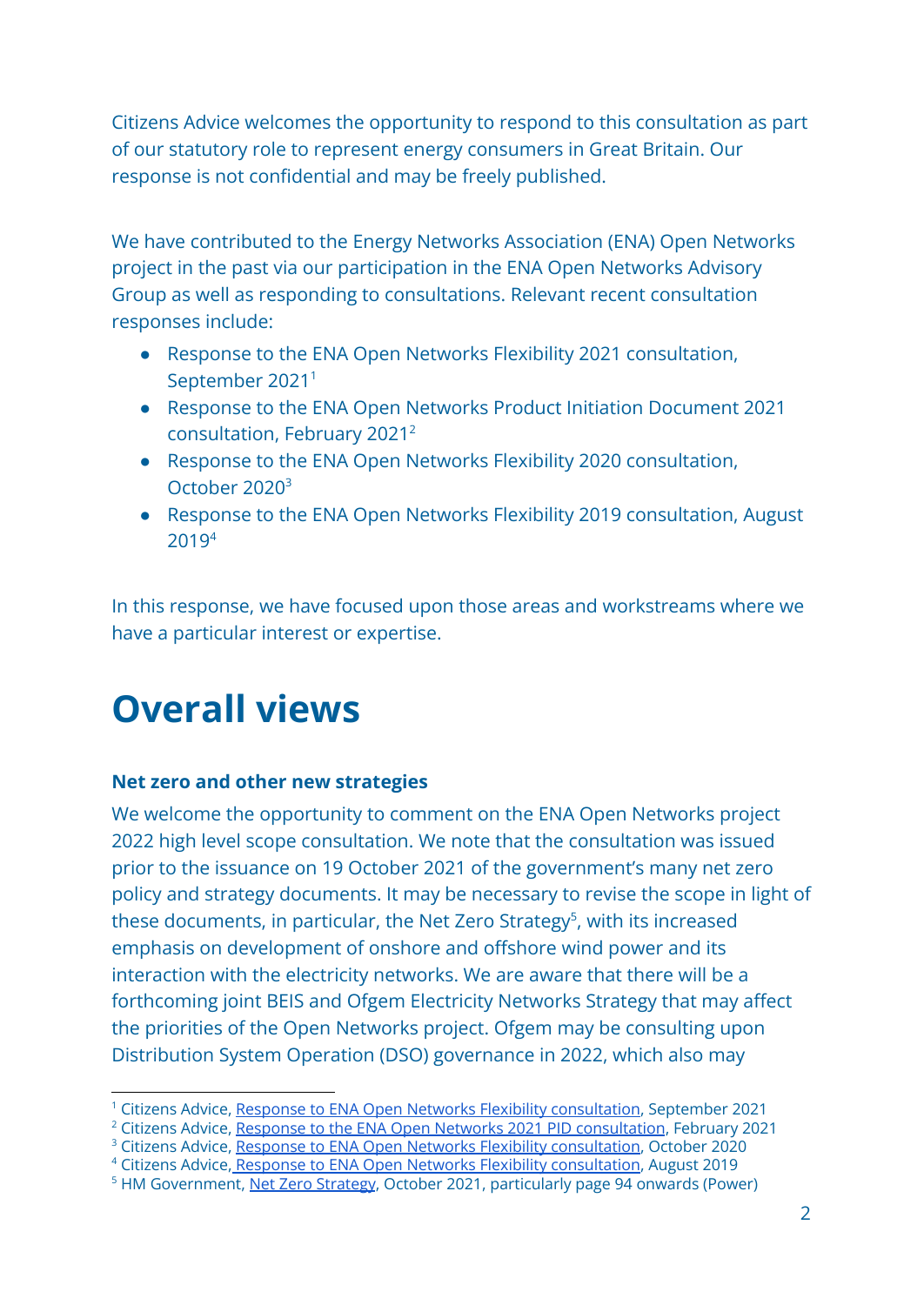Citizens Advice welcomes the opportunity to respond to this consultation as part of our statutory role to represent energy consumers in Great Britain. Our response is not confidential and may be freely published.

We have contributed to the Energy Networks Association (ENA) Open Networks project in the past via our participation in the ENA Open Networks Advisory Group as well as responding to consultations. Relevant recent consultation responses include:

- Response to the ENA Open Networks Flexibility 2021 consultation, September 2021[1]
- Response to the ENA Open Networks Product Initiation Document 2021 consultation, February 2021[2]
- Response to the ENA Open Networks Flexibility 2020 consultation, October 2020[3]
- Response to the ENA Open Networks Flexibility 2019 consultation, August 2019[4]

In this response, we have focused upon those areas and workstreams where we have a particular interest or expertise.

# Overall views

**Net zero and other new strategies**

We welcome the opportunity to comment on the ENA Open Networks project 2022 high level scope consultation. We note that the consultation was issued prior to the issuance on 19 October 2021 of the government's many net zero policy and strategy documents. It may be necessary to revise the scope in light of these documents, in particular, the Net Zero Strategy[5], with its increased emphasis on development of onshore and offshore wind power and its interaction with the electricity networks. We are aware that there will be a forthcoming joint BEIS and Ofgem Electricity Networks Strategy that may affect the priorities of the Open Networks project. Ofgem may be consulting upon Distribution System Operation (DSO) governance in 2022, which also may

[1] Citizens Advice, Response to ENA Open Networks Flexibility consultation, September 2021
[2] Citizens Advice, Response to the ENA Open Networks 2021 PID consultation, February 2021
[3] Citizens Advice, Response to ENA Open Networks Flexibility consultation, October 2020
[4] Citizens Advice, Response to ENA Open Networks Flexibility consultation, August 2019
[5] HM Government, Net Zero Strategy, October 2021, particularly page 94 onwards (Power)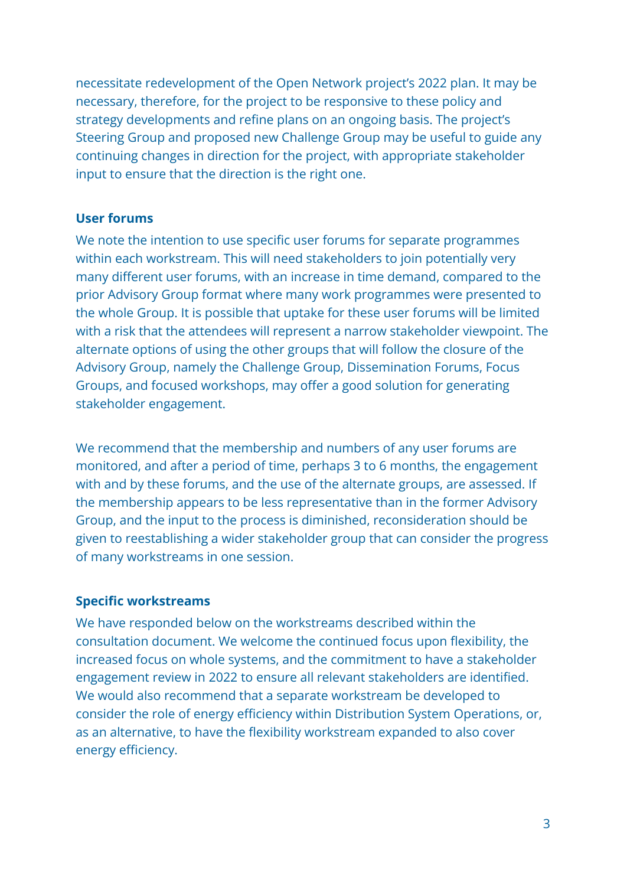necessitate redevelopment of the Open Network project's 2022 plan. It may be necessary, therefore, for the project to be responsive to these policy and strategy developments and refine plans on an ongoing basis. The project's Steering Group and proposed new Challenge Group may be useful to guide any continuing changes in direction for the project, with appropriate stakeholder input to ensure that the direction is the right one.

**User forums**

We note the intention to use specific user forums for separate programmes within each workstream. This will need stakeholders to join potentially very many different user forums, with an increase in time demand, compared to the prior Advisory Group format where many work programmes were presented to the whole Group. It is possible that uptake for these user forums will be limited with a risk that the attendees will represent a narrow stakeholder viewpoint. The alternate options of using the other groups that will follow the closure of the Advisory Group, namely the Challenge Group, Dissemination Forums, Focus Groups, and focused workshops, may offer a good solution for generating stakeholder engagement.

We recommend that the membership and numbers of any user forums are monitored, and after a period of time, perhaps 3 to 6 months, the engagement with and by these forums, and the use of the alternate groups, are assessed. If the membership appears to be less representative than in the former Advisory Group, and the input to the process is diminished, reconsideration should be given to reestablishing a wider stakeholder group that can consider the progress of many workstreams in one session.

**Specific workstreams**

We have responded below on the workstreams described within the consultation document. We welcome the continued focus upon flexibility, the increased focus on whole systems, and the commitment to have a stakeholder engagement review in 2022 to ensure all relevant stakeholders are identified. We would also recommend that a separate workstream be developed to consider the role of energy efficiency within Distribution System Operations, or, as an alternative, to have the flexibility workstream expanded to also cover energy efficiency.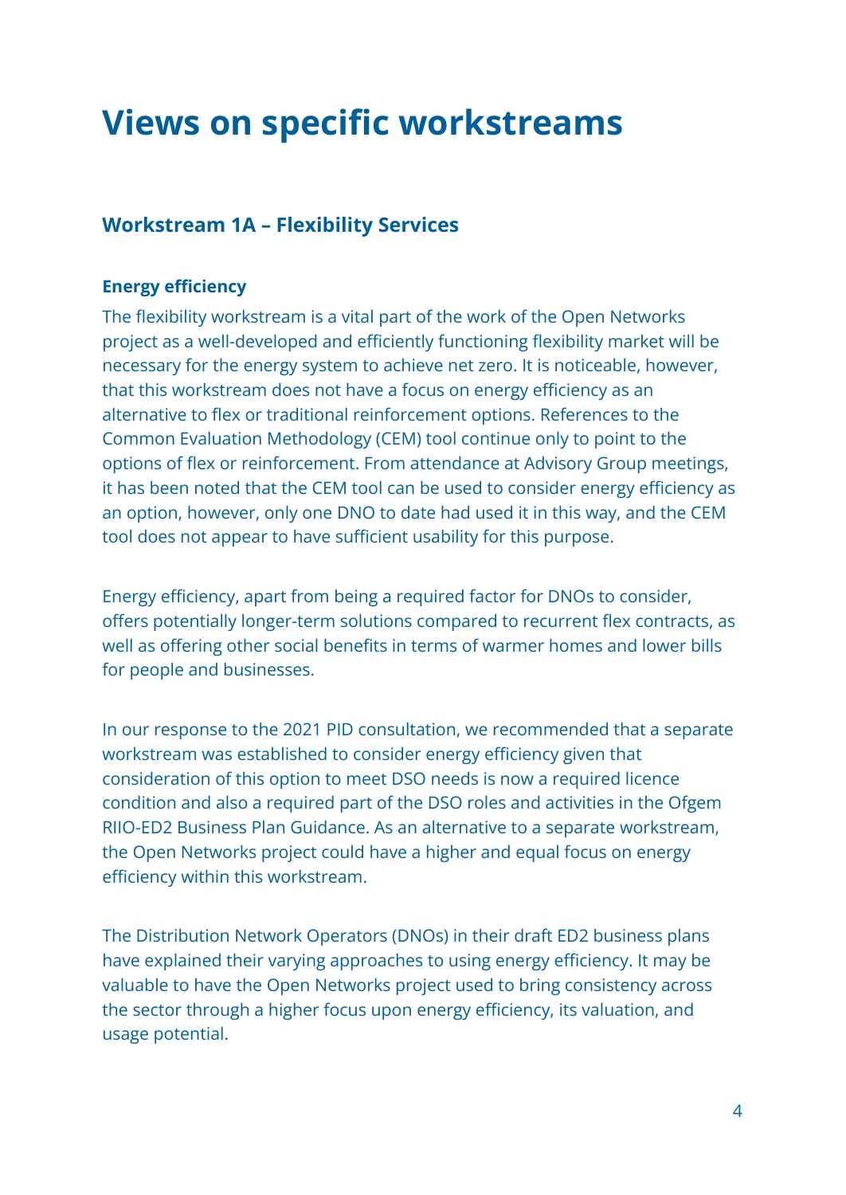# Views on specific workstreams

## Workstream 1A – Flexibility Services

### Energy efficiency

The flexibility workstream is a vital part of the work of the Open Networks project as a well-developed and efficiently functioning flexibility market will be necessary for the energy system to achieve net zero. It is noticeable, however, that this workstream does not have a focus on energy efficiency as an alternative to flex or traditional reinforcement options. References to the Common Evaluation Methodology (CEM) tool continue only to point to the options of flex or reinforcement. From attendance at Advisory Group meetings, it has been noted that the CEM tool can be used to consider energy efficiency as an option, however, only one DNO to date had used it in this way, and the CEM tool does not appear to have sufficient usability for this purpose.

Energy efficiency, apart from being a required factor for DNOs to consider, offers potentially longer-term solutions compared to recurrent flex contracts, as well as offering other social benefits in terms of warmer homes and lower bills for people and businesses.

In our response to the 2021 PID consultation, we recommended that a separate workstream was established to consider energy efficiency given that consideration of this option to meet DSO needs is now a required licence condition and also a required part of the DSO roles and activities in the Ofgem RIIO-ED2 Business Plan Guidance. As an alternative to a separate workstream, the Open Networks project could have a higher and equal focus on energy efficiency within this workstream.

The Distribution Network Operators (DNOs) in their draft ED2 business plans have explained their varying approaches to using energy efficiency. It may be valuable to have the Open Networks project used to bring consistency across the sector through a higher focus upon energy efficiency, its valuation, and usage potential.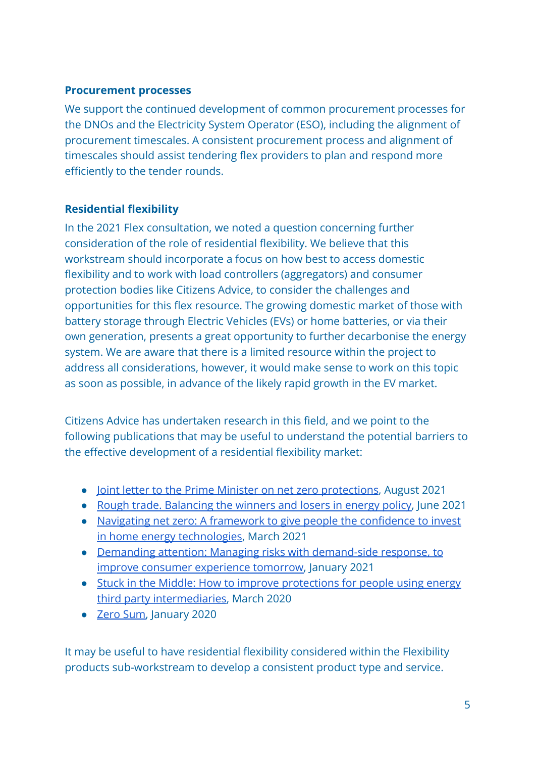**Procurement processes**

We support the continued development of common procurement processes for the DNOs and the Electricity System Operator (ESO), including the alignment of procurement timescales. A consistent procurement process and alignment of timescales should assist tendering flex providers to plan and respond more efficiently to the tender rounds.

**Residential flexibility**

In the 2021 Flex consultation, we noted a question concerning further consideration of the role of residential flexibility. We believe that this workstream should incorporate a focus on how best to access domestic flexibility and to work with load controllers (aggregators) and consumer protection bodies like Citizens Advice, to consider the challenges and opportunities for this flex resource. The growing domestic market of those with battery storage through Electric Vehicles (EVs) or home batteries, or via their own generation, presents a great opportunity to further decarbonise the energy system. We are aware that there is a limited resource within the project to address all considerations, however, it would make sense to work on this topic as soon as possible, in advance of the likely rapid growth in the EV market.

Citizens Advice has undertaken research in this field, and we point to the following publications that may be useful to understand the potential barriers to the effective development of a residential flexibility market:

- Joint letter to the Prime Minister on net zero protections, August 2021
- Rough trade. Balancing the winners and losers in energy policy, June 2021
- Navigating net zero: A framework to give people the confidence to invest in home energy technologies, March 2021
- Demanding attention: Managing risks with demand-side response, to improve consumer experience tomorrow, January 2021
- Stuck in the Middle: How to improve protections for people using energy third party intermediaries, March 2020
- Zero Sum, January 2020

It may be useful to have residential flexibility considered within the Flexibility products sub-workstream to develop a consistent product type and service.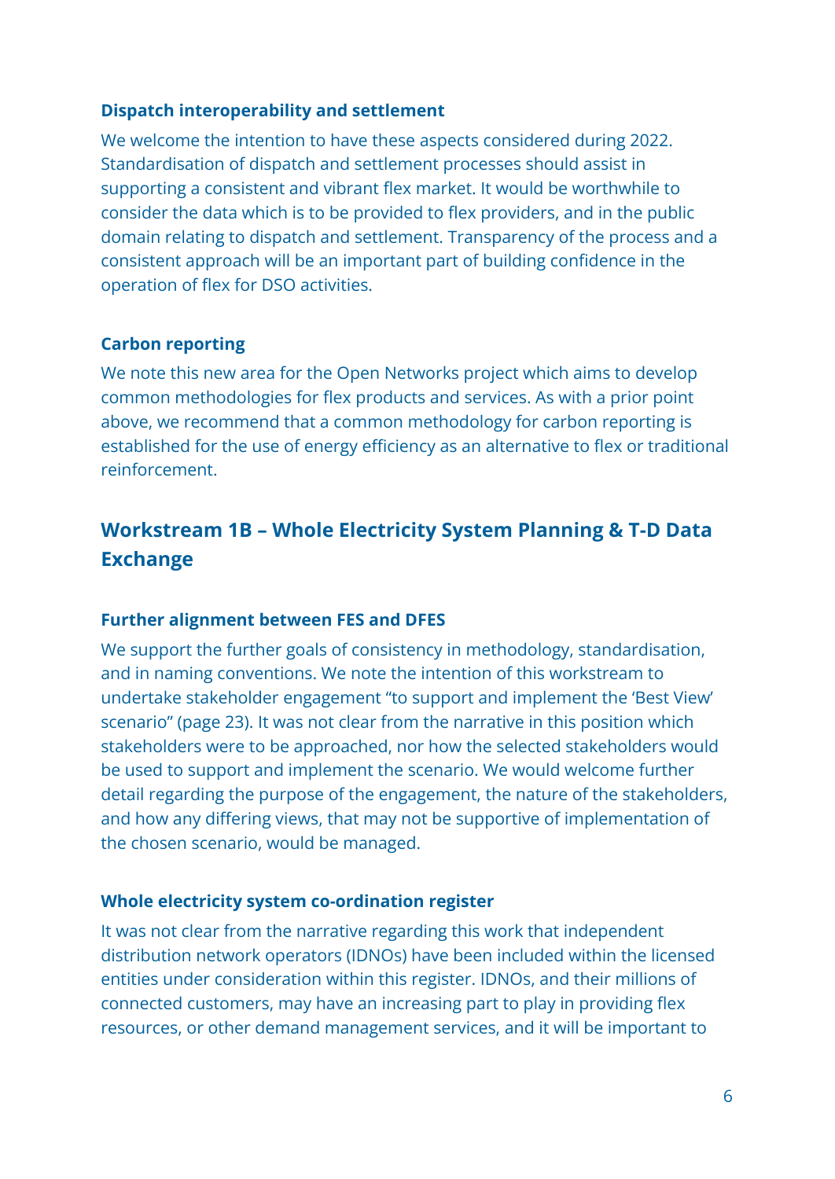### Dispatch interoperability and settlement

We welcome the intention to have these aspects considered during 2022. Standardisation of dispatch and settlement processes should assist in supporting a consistent and vibrant flex market. It would be worthwhile to consider the data which is to be provided to flex providers, and in the public domain relating to dispatch and settlement. Transparency of the process and a consistent approach will be an important part of building confidence in the operation of flex for DSO activities.

### Carbon reporting

We note this new area for the Open Networks project which aims to develop common methodologies for flex products and services. As with a prior point above, we recommend that a common methodology for carbon reporting is established for the use of energy efficiency as an alternative to flex or traditional reinforcement.

## Workstream 1B – Whole Electricity System Planning & T-D Data Exchange

### Further alignment between FES and DFES

We support the further goals of consistency in methodology, standardisation, and in naming conventions. We note the intention of this workstream to undertake stakeholder engagement "to support and implement the 'Best View' scenario" (page 23). It was not clear from the narrative in this position which stakeholders were to be approached, nor how the selected stakeholders would be used to support and implement the scenario. We would welcome further detail regarding the purpose of the engagement, the nature of the stakeholders, and how any differing views, that may not be supportive of implementation of the chosen scenario, would be managed.

### Whole electricity system co-ordination register

It was not clear from the narrative regarding this work that independent distribution network operators (IDNOs) have been included within the licensed entities under consideration within this register. IDNOs, and their millions of connected customers, may have an increasing part to play in providing flex resources, or other demand management services, and it will be important to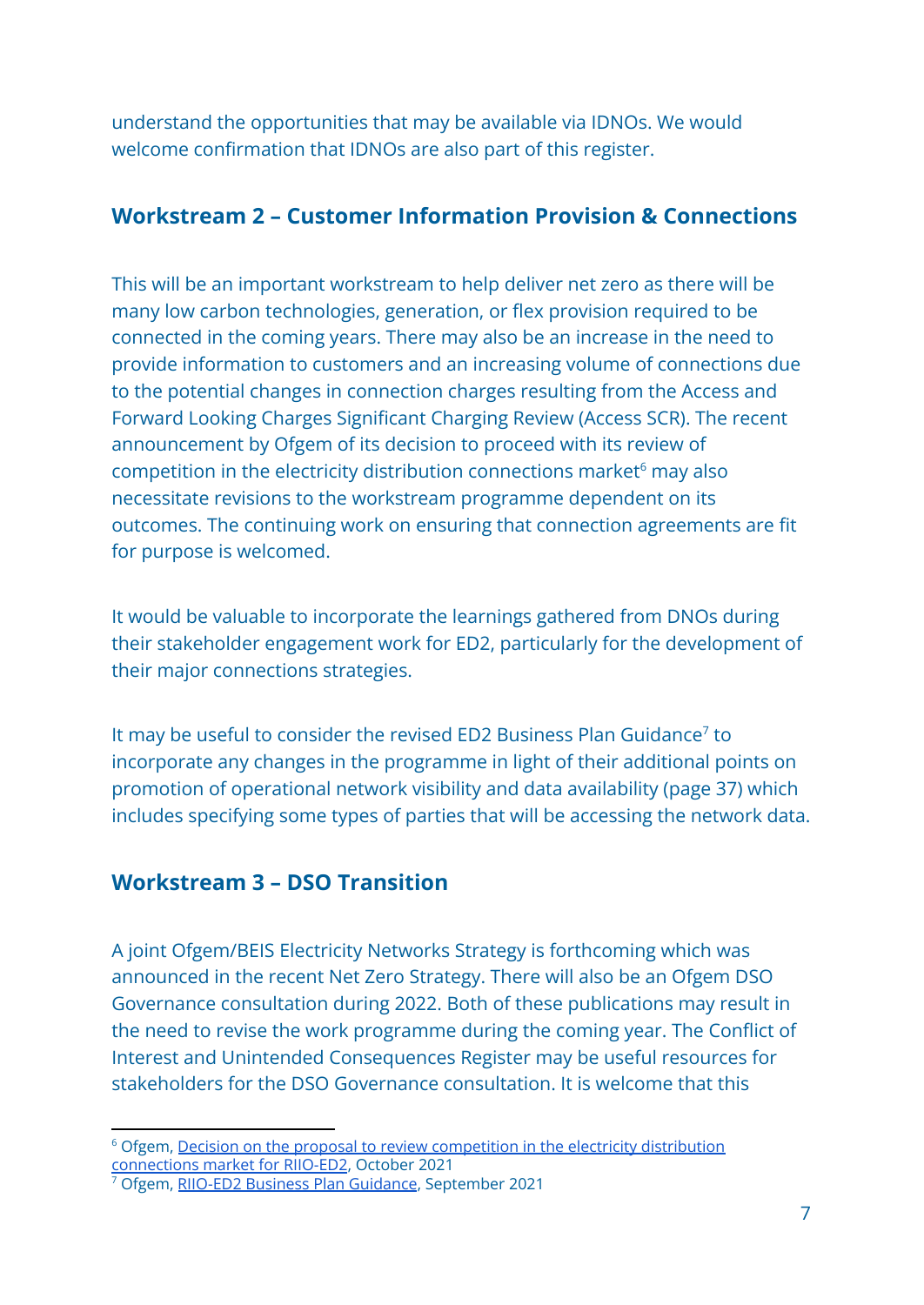understand the opportunities that may be available via IDNOs. We would welcome confirmation that IDNOs are also part of this register.

## Workstream 2 – Customer Information Provision & Connections

This will be an important workstream to help deliver net zero as there will be many low carbon technologies, generation, or flex provision required to be connected in the coming years. There may also be an increase in the need to provide information to customers and an increasing volume of connections due to the potential changes in connection charges resulting from the Access and Forward Looking Charges Significant Charging Review (Access SCR). The recent announcement by Ofgem of its decision to proceed with its review of competition in the electricity distribution connections market[6] may also necessitate revisions to the workstream programme dependent on its outcomes. The continuing work on ensuring that connection agreements are fit for purpose is welcomed.

It would be valuable to incorporate the learnings gathered from DNOs during their stakeholder engagement work for ED2, particularly for the development of their major connections strategies.

It may be useful to consider the revised ED2 Business Plan Guidance[7] to incorporate any changes in the programme in light of their additional points on promotion of operational network visibility and data availability (page 37) which includes specifying some types of parties that will be accessing the network data.

## Workstream 3 – DSO Transition

A joint Ofgem/BEIS Electricity Networks Strategy is forthcoming which was announced in the recent Net Zero Strategy. There will also be an Ofgem DSO Governance consultation during 2022. Both of these publications may result in the need to revise the work programme during the coming year. The Conflict of Interest and Unintended Consequences Register may be useful resources for stakeholders for the DSO Governance consultation. It is welcome that this

---

[6] Ofgem, Decision on the proposal to review competition in the electricity distribution connections market for RIIO-ED2, October 2021

[7] Ofgem, RIIO-ED2 Business Plan Guidance, September 2021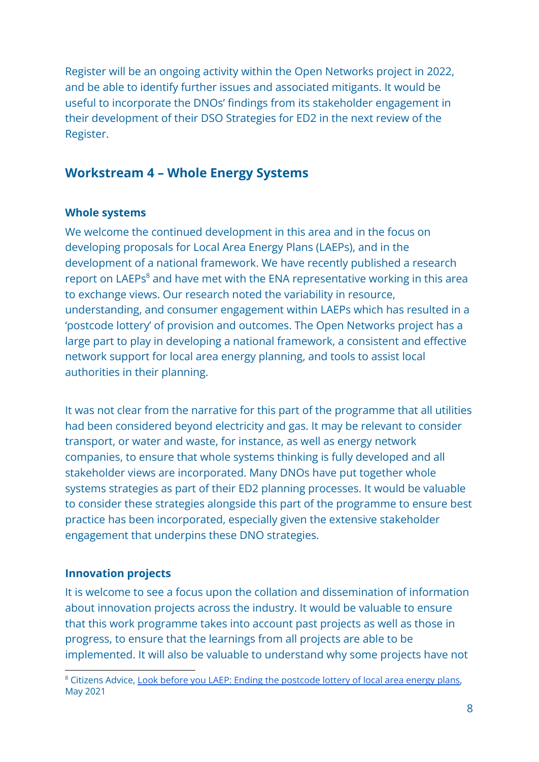Register will be an ongoing activity within the Open Networks project in 2022, and be able to identify further issues and associated mitigants. It would be useful to incorporate the DNOs' findings from its stakeholder engagement in their development of their DSO Strategies for ED2 in the next review of the Register.

## Workstream 4 – Whole Energy Systems

### Whole systems

We welcome the continued development in this area and in the focus on developing proposals for Local Area Energy Plans (LAEPs), and in the development of a national framework. We have recently published a research report on LAEPs[8] and have met with the ENA representative working in this area to exchange views. Our research noted the variability in resource, understanding, and consumer engagement within LAEPs which has resulted in a 'postcode lottery' of provision and outcomes. The Open Networks project has a large part to play in developing a national framework, a consistent and effective network support for local area energy planning, and tools to assist local authorities in their planning.

It was not clear from the narrative for this part of the programme that all utilities had been considered beyond electricity and gas. It may be relevant to consider transport, or water and waste, for instance, as well as energy network companies, to ensure that whole systems thinking is fully developed and all stakeholder views are incorporated. Many DNOs have put together whole systems strategies as part of their ED2 planning processes. It would be valuable to consider these strategies alongside this part of the programme to ensure best practice has been incorporated, especially given the extensive stakeholder engagement that underpins these DNO strategies.

### Innovation projects

It is welcome to see a focus upon the collation and dissemination of information about innovation projects across the industry. It would be valuable to ensure that this work programme takes into account past projects as well as those in progress, to ensure that the learnings from all projects are able to be implemented. It will also be valuable to understand why some projects have not

---

[8] Citizens Advice, Look before you LAEP: Ending the postcode lottery of local area energy plans, May 2021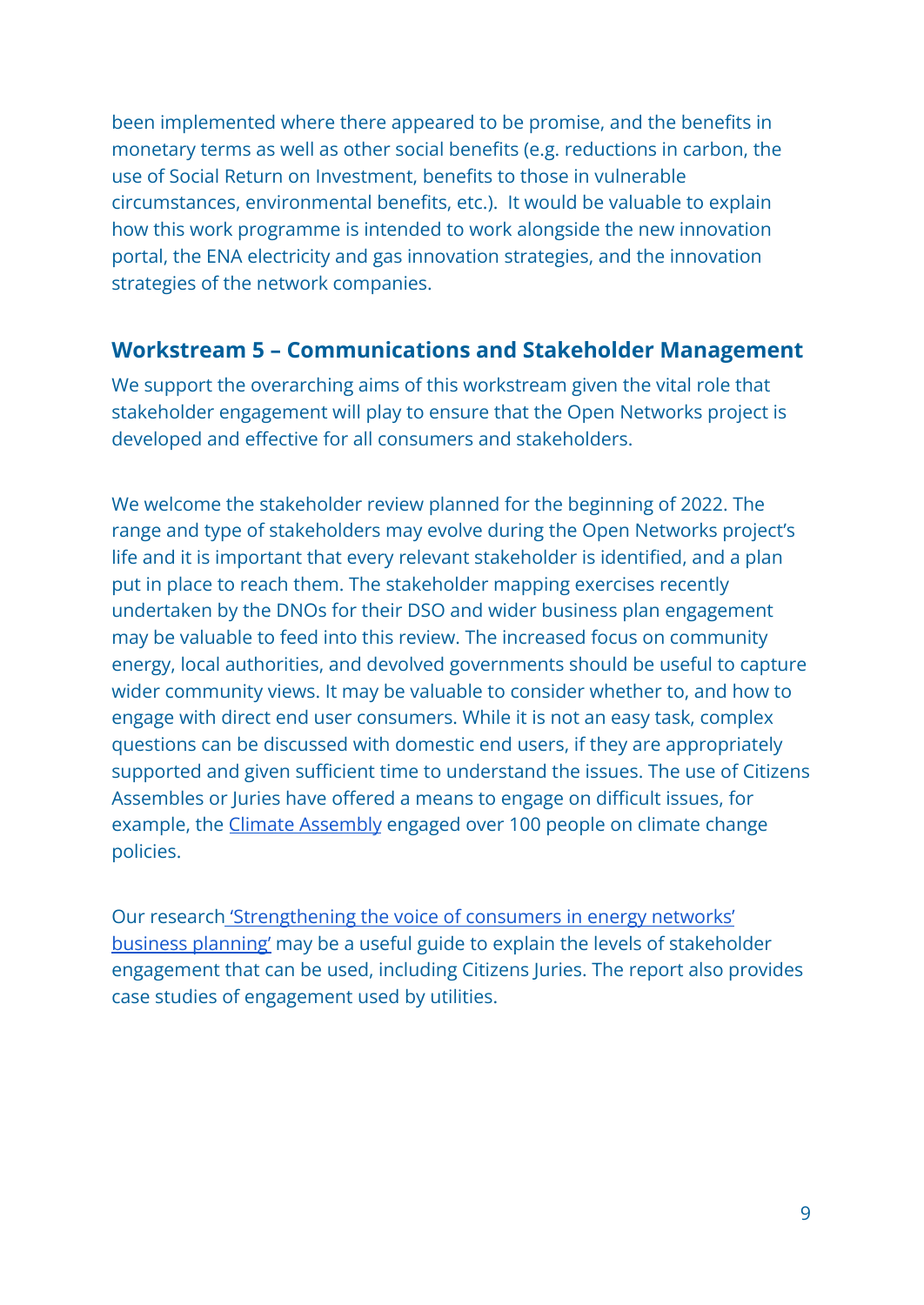been implemented where there appeared to be promise, and the benefits in monetary terms as well as other social benefits (e.g. reductions in carbon, the use of Social Return on Investment, benefits to those in vulnerable circumstances, environmental benefits, etc.).  It would be valuable to explain how this work programme is intended to work alongside the new innovation portal, the ENA electricity and gas innovation strategies, and the innovation strategies of the network companies.

## Workstream 5 – Communications and Stakeholder Management

We support the overarching aims of this workstream given the vital role that stakeholder engagement will play to ensure that the Open Networks project is developed and effective for all consumers and stakeholders.

We welcome the stakeholder review planned for the beginning of 2022. The range and type of stakeholders may evolve during the Open Networks project's life and it is important that every relevant stakeholder is identified, and a plan put in place to reach them. The stakeholder mapping exercises recently undertaken by the DNOs for their DSO and wider business plan engagement may be valuable to feed into this review. The increased focus on community energy, local authorities, and devolved governments should be useful to capture wider community views. It may be valuable to consider whether to, and how to engage with direct end user consumers. While it is not an easy task, complex questions can be discussed with domestic end users, if they are appropriately supported and given sufficient time to understand the issues. The use of Citizens Assembles or Juries have offered a means to engage on difficult issues, for example, the Climate Assembly engaged over 100 people on climate change policies.

Our research 'Strengthening the voice of consumers in energy networks' business planning' may be a useful guide to explain the levels of stakeholder engagement that can be used, including Citizens Juries. The report also provides case studies of engagement used by utilities.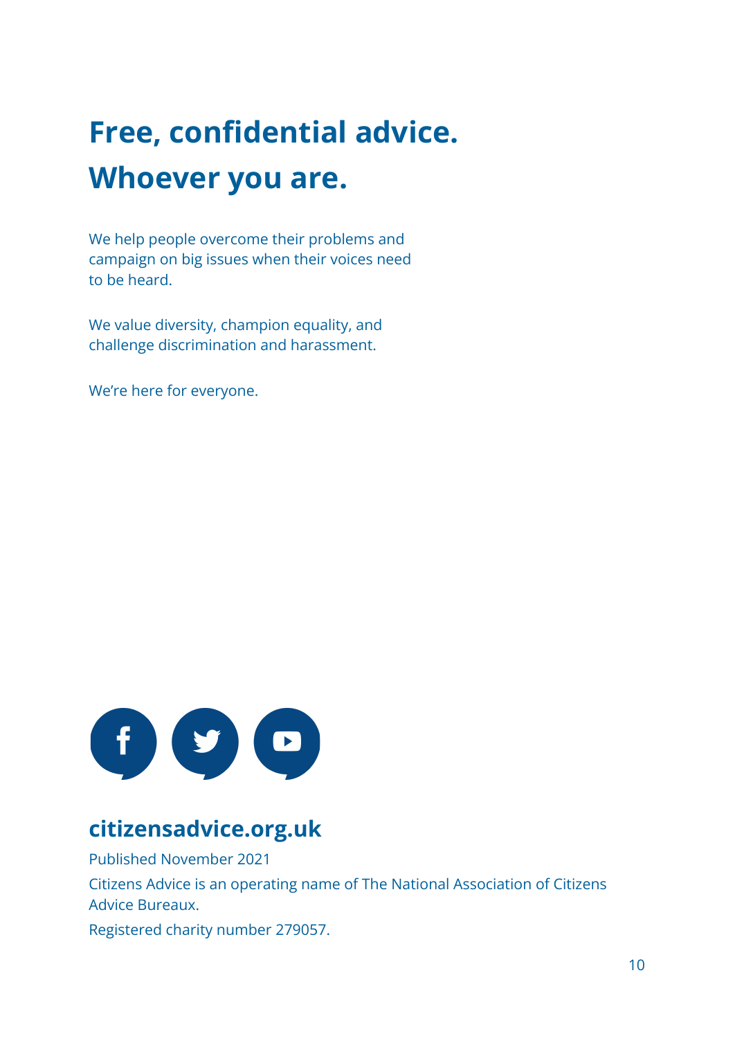# Free, confidential advice. Whoever you are.

We help people overcome their problems and campaign on big issues when their voices need to be heard.

We value diversity, champion equality, and challenge discrimination and harassment.

We're here for everyone.

## citizensadvice.org.uk

Published November 2021

Citizens Advice is an operating name of The National Association of Citizens Advice Bureaux.

Registered charity number 279057.